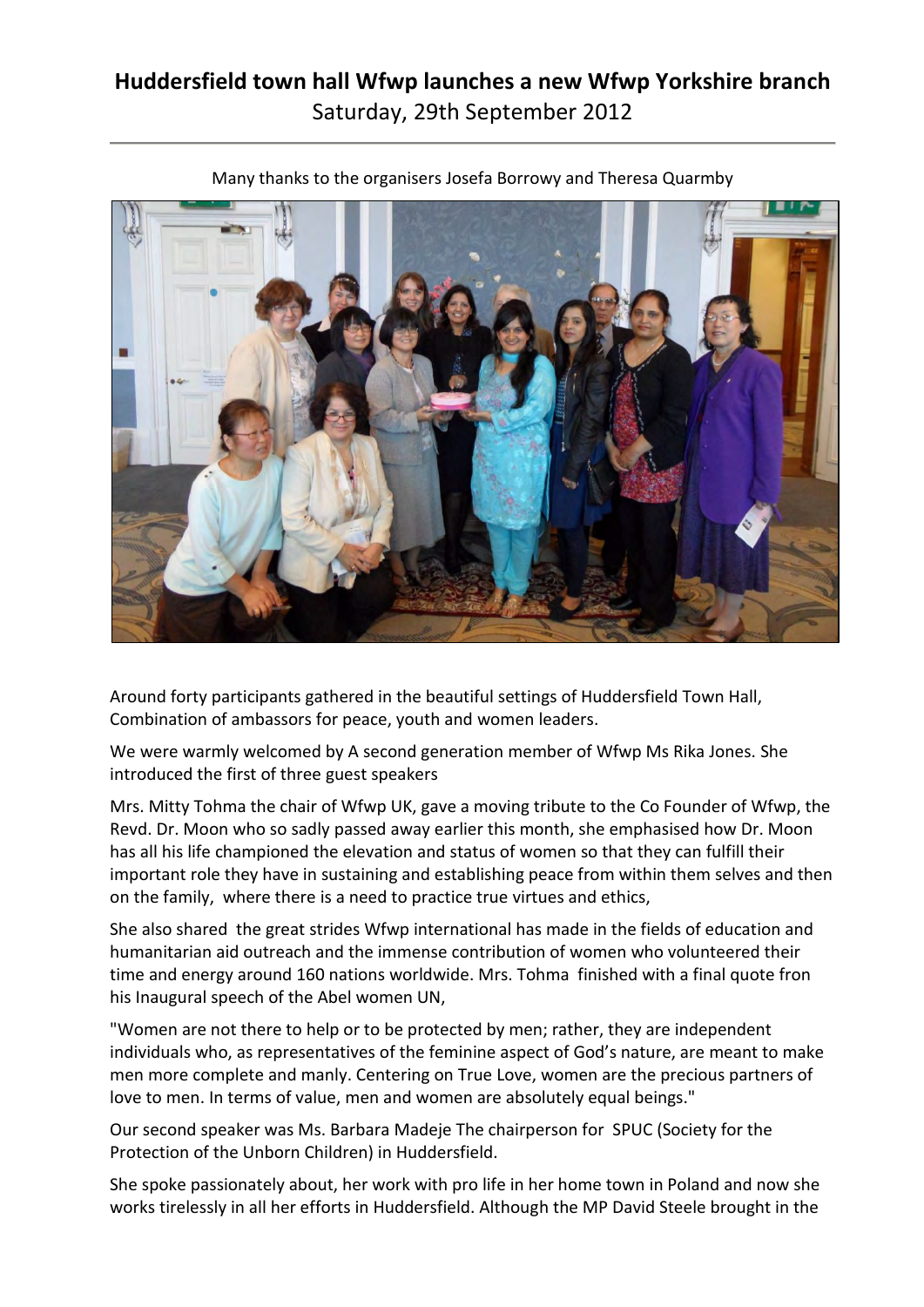# Huddersfield town hall Wfwp launches a new Wfwp Yorkshire branch

Saturday, 29th September 2012

Many thanks to the organisers Josefa Borrowy and Theresa Quarmby

Around forty participants gathered in the beautiful settings of Huddersfield Town Hall, Combination of ambassors for peace, youth and women leaders.

We were warmly welcomed by A second generation member of Wfwp Ms Rika Jones. She introduced the first of three guest speakers

Mrs. Mitty Tohma the chair of Wfwp UK, gave a moving tribute to the Co Founder of Wfwp, the Revd. Dr. Moon who so sadly passed away earlier this month, she emphasised how Dr. Moon has all his life championed the elevation and status of women so that they can fulfill their important role they have in sustaining and establishing peace from within them selves and then on the family, where there is a need to practice true virtues and ethics,

She also shared the great strides Wfwp international has made in the fields of education and humanitarian aid outreach and the immense contribution of women who volunteered their time and energy around 160 nations worldwide. Mrs. Tohma finished with a final quote fron his Inaugural speech of the Abel women UN,

"Women are not there to help or to be protected by men; rather, they are independent individuals who, as representatives of the feminine aspect of God's nature, are meant to make men more complete and manly. Centering on True Love, women are the precious partners of love to men. In terms of value, men and women are absolutely equal beings."

Our second speaker was Ms. Barbara Madeje The chairperson for SPUC (Society for the Protection of the Unborn Children) in Huddersfield.

She spoke passionately about, her work with pro life in her home town in Poland and now she works tirelessly in all her efforts in Huddersfield. Although the MP David Steele brought in the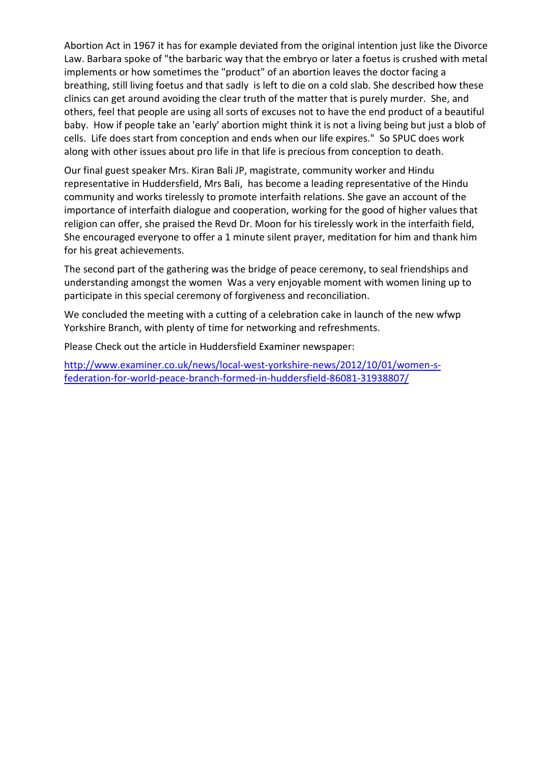Abortion Act in 1967 it has for example deviated from the original intention just like the Divorce Law. Barbara spoke of "the barbaric way that the embryo or later a foetus is crushed with metal implements or how sometimes the "product" of an abortion leaves the doctor facing a breathing, still living foetus and that sadly is left to die on a cold slab. She described how these clinics can get around avoiding the clear truth of the matter that is purely murder. She, and others, feel that people are using all sorts of excuses not to have the end product of a beautiful baby. How if people take an 'early' abortion might think it is not a living being but just a blob of cells. Life does start from conception and ends when our life expires." So SPUC does work along with other issues about pro life in that life is precious from conception to death.

Our final guest speaker Mrs. Kiran Bali JP, magistrate, community worker and Hindu representative in Huddersfield, Mrs Bali, has become a leading representative of the Hindu community and works tirelessly to promote interfaith relations. She gave an account of the importance of interfaith dialogue and cooperation, working for the good of higher values that religion can offer, she praised the Revd Dr. Moon for his tirelessly work in the interfaith field, She encouraged everyone to offer a 1 minute silent prayer, meditation for him and thank him for his great achievements.

The second part of the gathering was the bridge of peace ceremony, to seal friendships and understanding amongst the women Was a very enjoyable moment with women lining up to participate in this special ceremony of forgiveness and reconciliation.

We concluded the meeting with a cutting of a celebration cake in launch of the new wfwp Yorkshire Branch, with plenty of time for networking and refreshments.

Please Check out the article in Huddersfield Examiner newspaper:

[http://www.examiner.co.uk/news/local-west-yorkshire-news/2012/10/01/women-s-federation-for-world-peace-branch-formed-in-huddersfield-86081-31938807/](http://www.examiner.co.uk/news/local-west-yorkshire-news/2012/10/01/women-s-federation-for-world-peace-branch-formed-in-huddersfield-86081-31938807/)